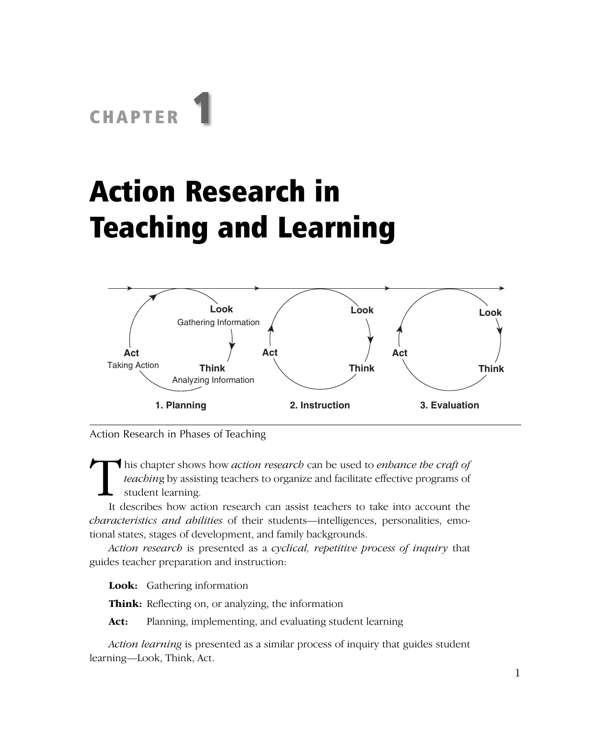# CHAPTER 1

# Action Research in Teaching and Learning

Look
Gathering Information

Think
Analyzing Information

Act
Taking Action

1. Planning

2. Instruction

3. Evaluation

Action Research in Phases of Teaching

This chapter shows how *action research* can be used to *enhance the craft of teaching* by assisting teachers to organize and facilitate effective programs of student learning.

It describes how action research can assist teachers to take into account the *characteristics and abilities* of their students—intelligences, personalities, emotional states, stages of development, and family backgrounds.

*Action research* is presented as a *cyclical, repetitive process of inquiry* that guides teacher preparation and instruction:

**Look:** Gathering information

**Think:** Reflecting on, or analyzing, the information

**Act:** Planning, implementing, and evaluating student learning

*Action learning* is presented as a similar process of inquiry that guides student learning—Look, Think, Act.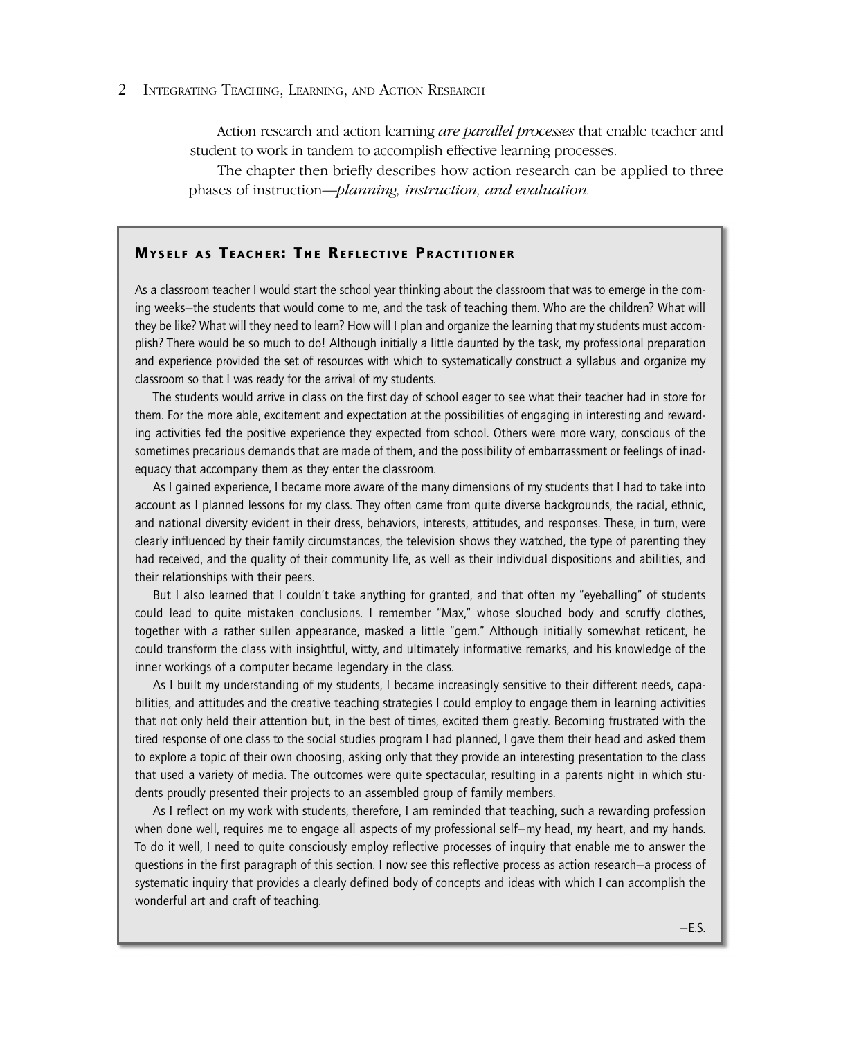Action research and action learning *are parallel processes* that enable teacher and student to work in tandem to accomplish effective learning processes.

The chapter then briefly describes how action research can be applied to three phases of instruction—*planning, instruction, and evaluation.*

### MYSELF AS TEACHER: THE REFLECTIVE PRACTITIONER

As a classroom teacher I would start the school year thinking about the classroom that was to emerge in the coming weeks—the students that would come to me, and the task of teaching them. Who are the children? What will they be like? What will they need to learn? How will I plan and organize the learning that my students must accomplish? There would be so much to do! Although initially a little daunted by the task, my professional preparation and experience provided the set of resources with which to systematically construct a syllabus and organize my classroom so that I was ready for the arrival of my students.

The students would arrive in class on the first day of school eager to see what their teacher had in store for them. For the more able, excitement and expectation at the possibilities of engaging in interesting and rewarding activities fed the positive experience they expected from school. Others were more wary, conscious of the sometimes precarious demands that are made of them, and the possibility of embarrassment or feelings of inadequacy that accompany them as they enter the classroom.

As I gained experience, I became more aware of the many dimensions of my students that I had to take into account as I planned lessons for my class. They often came from quite diverse backgrounds, the racial, ethnic, and national diversity evident in their dress, behaviors, interests, attitudes, and responses. These, in turn, were clearly influenced by their family circumstances, the television shows they watched, the type of parenting they had received, and the quality of their community life, as well as their individual dispositions and abilities, and their relationships with their peers.

But I also learned that I couldn't take anything for granted, and that often my "eyeballing" of students could lead to quite mistaken conclusions. I remember "Max," whose slouched body and scruffy clothes, together with a rather sullen appearance, masked a little "gem." Although initially somewhat reticent, he could transform the class with insightful, witty, and ultimately informative remarks, and his knowledge of the inner workings of a computer became legendary in the class.

As I built my understanding of my students, I became increasingly sensitive to their different needs, capabilities, and attitudes and the creative teaching strategies I could employ to engage them in learning activities that not only held their attention but, in the best of times, excited them greatly. Becoming frustrated with the tired response of one class to the social studies program I had planned, I gave them their head and asked them to explore a topic of their own choosing, asking only that they provide an interesting presentation to the class that used a variety of media. The outcomes were quite spectacular, resulting in a parents night in which students proudly presented their projects to an assembled group of family members.

As I reflect on my work with students, therefore, I am reminded that teaching, such a rewarding profession when done well, requires me to engage all aspects of my professional self—my head, my heart, and my hands. To do it well, I need to quite consciously employ reflective processes of inquiry that enable me to answer the questions in the first paragraph of this section. I now see this reflective process as action research—a process of systematic inquiry that provides a clearly defined body of concepts and ideas with which I can accomplish the wonderful art and craft of teaching.

—E.S.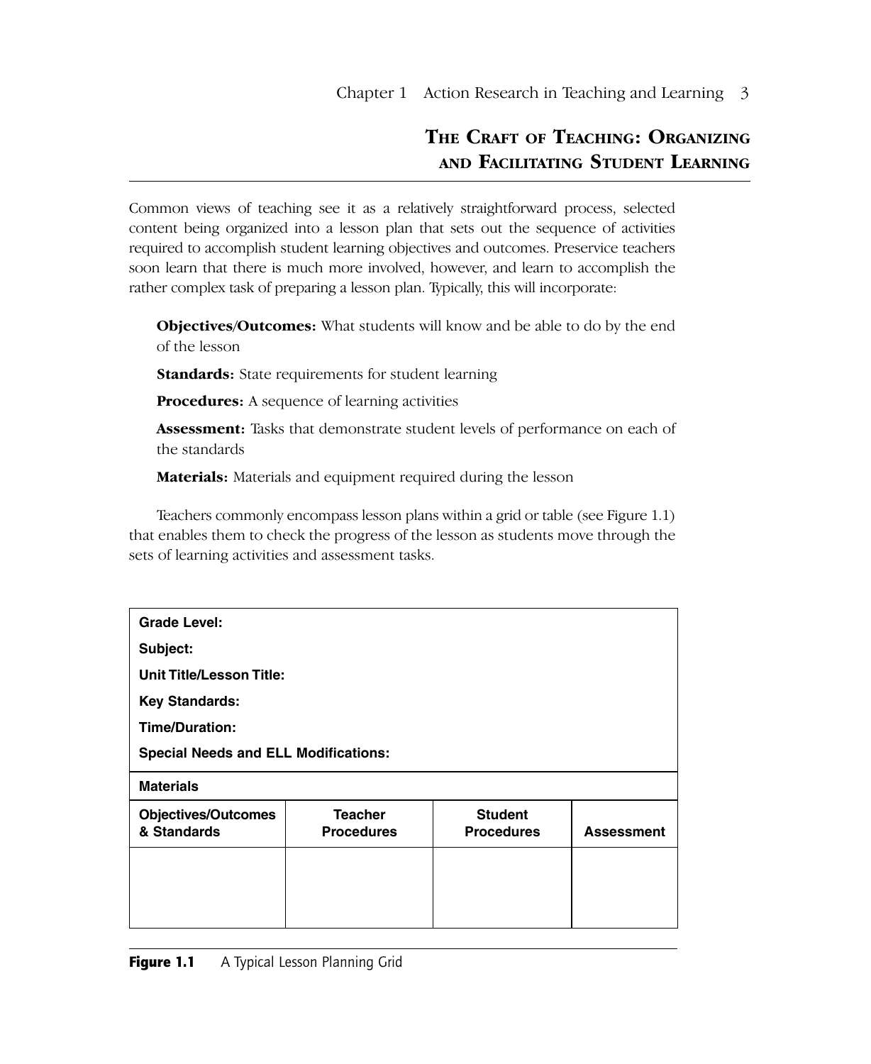## THE CRAFT OF TEACHING: ORGANIZING AND FACILITATING STUDENT LEARNING

Common views of teaching see it as a relatively straightforward process, selected content being organized into a lesson plan that sets out the sequence of activities required to accomplish student learning objectives and outcomes. Preservice teachers soon learn that there is much more involved, however, and learn to accomplish the rather complex task of preparing a lesson plan. Typically, this will incorporate:

**Objectives/Outcomes:** What students will know and be able to do by the end of the lesson

**Standards:** State requirements for student learning

**Procedures:** A sequence of learning activities

**Assessment:** Tasks that demonstrate student levels of performance on each of the standards

**Materials:** Materials and equipment required during the lesson

Teachers commonly encompass lesson plans within a grid or table (see Figure 1.1) that enables them to check the progress of the lesson as students move through the sets of learning activities and assessment tasks.

| **Grade Level:**<br>**Subject:**<br>**Unit Title/Lesson Title:**<br>**Key Standards:**<br>**Time/Duration:**<br>**Special Needs and ELL Modifications:** | | | |
|---|---|---|---|
| **Materials** | | | |
| **Objectives/Outcomes & Standards** | **Teacher Procedures** | **Student Procedures** | **Assessment** |
| | | | |

**Figure 1.1** A Typical Lesson Planning Grid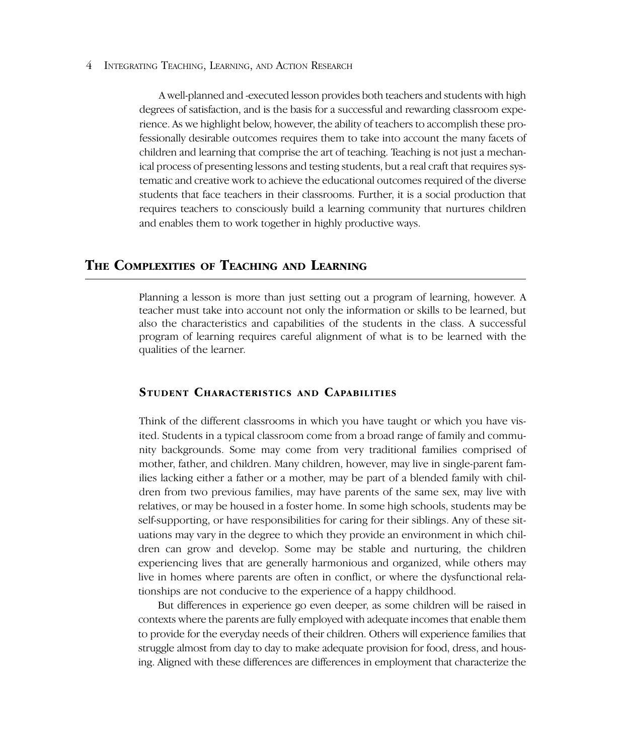A well-planned and -executed lesson provides both teachers and students with high degrees of satisfaction, and is the basis for a successful and rewarding classroom experience. As we highlight below, however, the ability of teachers to accomplish these professionally desirable outcomes requires them to take into account the many facets of children and learning that comprise the art of teaching. Teaching is not just a mechanical process of presenting lessons and testing students, but a real craft that requires systematic and creative work to achieve the educational outcomes required of the diverse students that face teachers in their classrooms. Further, it is a social production that requires teachers to consciously build a learning community that nurtures children and enables them to work together in highly productive ways.

## The Complexities of Teaching and Learning

Planning a lesson is more than just setting out a program of learning, however. A teacher must take into account not only the information or skills to be learned, but also the characteristics and capabilities of the students in the class. A successful program of learning requires careful alignment of what is to be learned with the qualities of the learner.

### Student Characteristics and Capabilities

Think of the different classrooms in which you have taught or which you have visited. Students in a typical classroom come from a broad range of family and community backgrounds. Some may come from very traditional families comprised of mother, father, and children. Many children, however, may live in single-parent families lacking either a father or a mother, may be part of a blended family with children from two previous families, may have parents of the same sex, may live with relatives, or may be housed in a foster home. In some high schools, students may be self-supporting, or have responsibilities for caring for their siblings. Any of these situations may vary in the degree to which they provide an environment in which children can grow and develop. Some may be stable and nurturing, the children experiencing lives that are generally harmonious and organized, while others may live in homes where parents are often in conflict, or where the dysfunctional relationships are not conducive to the experience of a happy childhood.

But differences in experience go even deeper, as some children will be raised in contexts where the parents are fully employed with adequate incomes that enable them to provide for the everyday needs of their children. Others will experience families that struggle almost from day to day to make adequate provision for food, dress, and housing. Aligned with these differences are differences in employment that characterize the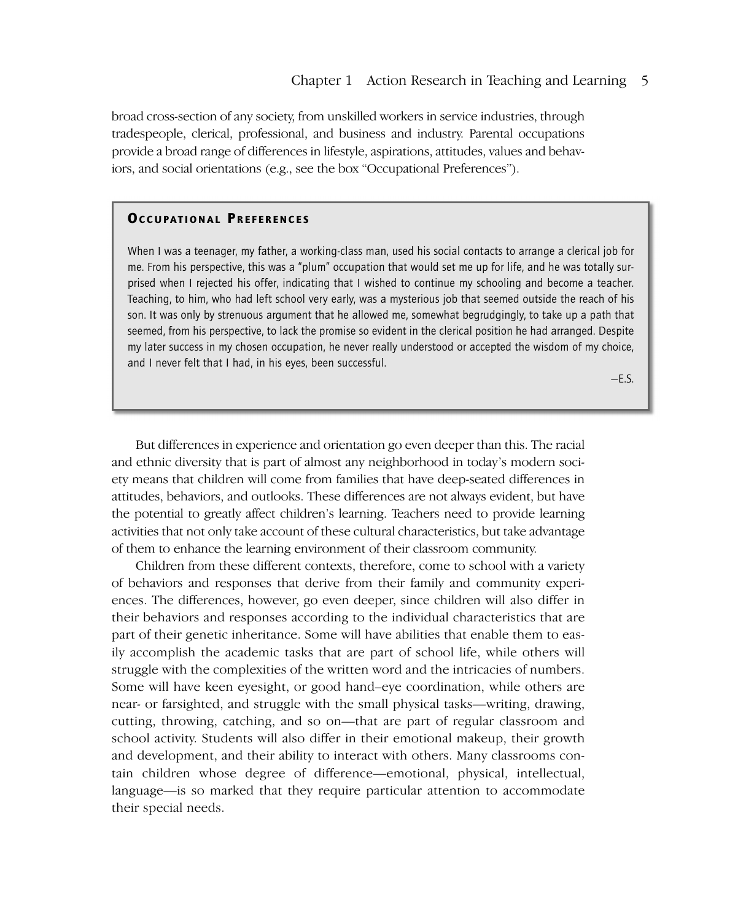broad cross-section of any society, from unskilled workers in service industries, through tradespeople, clerical, professional, and business and industry. Parental occupations provide a broad range of differences in lifestyle, aspirations, attitudes, values and behaviors, and social orientations (e.g., see the box "Occupational Preferences").

> **Occupational Preferences**
>
> When I was a teenager, my father, a working-class man, used his social contacts to arrange a clerical job for me. From his perspective, this was a "plum" occupation that would set me up for life, and he was totally surprised when I rejected his offer, indicating that I wished to continue my schooling and become a teacher. Teaching, to him, who had left school very early, was a mysterious job that seemed outside the reach of his son. It was only by strenuous argument that he allowed me, somewhat begrudgingly, to take up a path that seemed, from his perspective, to lack the promise so evident in the clerical position he had arranged. Despite my later success in my chosen occupation, he never really understood or accepted the wisdom of my choice, and I never felt that I had, in his eyes, been successful.
>
> —E.S.

But differences in experience and orientation go even deeper than this. The racial and ethnic diversity that is part of almost any neighborhood in today's modern society means that children will come from families that have deep-seated differences in attitudes, behaviors, and outlooks. These differences are not always evident, but have the potential to greatly affect children's learning. Teachers need to provide learning activities that not only take account of these cultural characteristics, but take advantage of them to enhance the learning environment of their classroom community.

Children from these different contexts, therefore, come to school with a variety of behaviors and responses that derive from their family and community experiences. The differences, however, go even deeper, since children will also differ in their behaviors and responses according to the individual characteristics that are part of their genetic inheritance. Some will have abilities that enable them to easily accomplish the academic tasks that are part of school life, while others will struggle with the complexities of the written word and the intricacies of numbers. Some will have keen eyesight, or good hand–eye coordination, while others are near- or farsighted, and struggle with the small physical tasks—writing, drawing, cutting, throwing, catching, and so on—that are part of regular classroom and school activity. Students will also differ in their emotional makeup, their growth and development, and their ability to interact with others. Many classrooms contain children whose degree of difference—emotional, physical, intellectual, language—is so marked that they require particular attention to accommodate their special needs.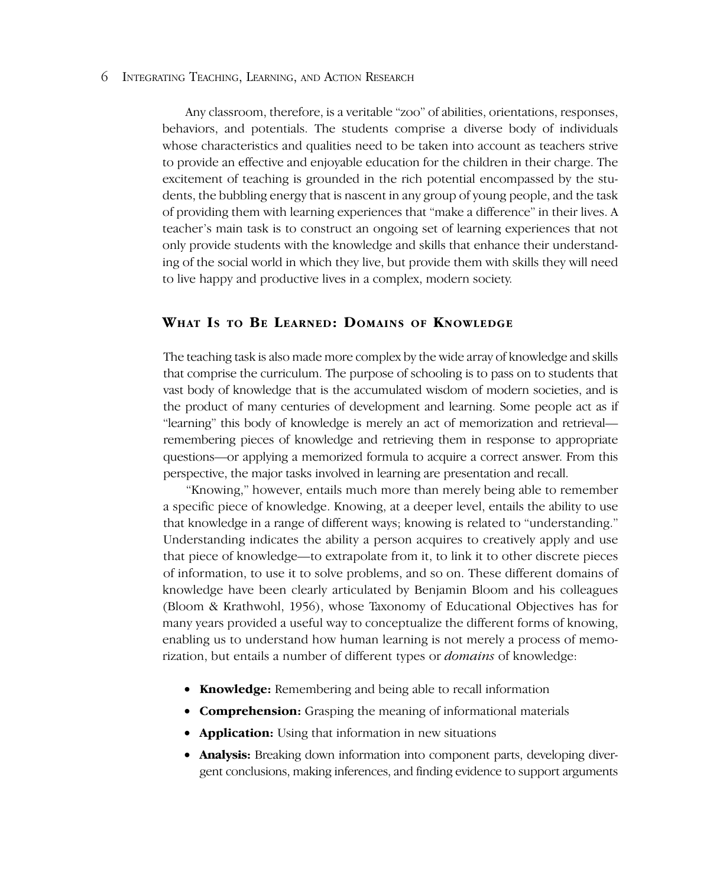Any classroom, therefore, is a veritable "zoo" of abilities, orientations, responses, behaviors, and potentials. The students comprise a diverse body of individuals whose characteristics and qualities need to be taken into account as teachers strive to provide an effective and enjoyable education for the children in their charge. The excitement of teaching is grounded in the rich potential encompassed by the students, the bubbling energy that is nascent in any group of young people, and the task of providing them with learning experiences that "make a difference" in their lives. A teacher's main task is to construct an ongoing set of learning experiences that not only provide students with the knowledge and skills that enhance their understanding of the social world in which they live, but provide them with skills they will need to live happy and productive lives in a complex, modern society.

## What Is to Be Learned: Domains of Knowledge

The teaching task is also made more complex by the wide array of knowledge and skills that comprise the curriculum. The purpose of schooling is to pass on to students that vast body of knowledge that is the accumulated wisdom of modern societies, and is the product of many centuries of development and learning. Some people act as if "learning" this body of knowledge is merely an act of memorization and retrieval—remembering pieces of knowledge and retrieving them in response to appropriate questions—or applying a memorized formula to acquire a correct answer. From this perspective, the major tasks involved in learning are presentation and recall.

"Knowing," however, entails much more than merely being able to remember a specific piece of knowledge. Knowing, at a deeper level, entails the ability to use that knowledge in a range of different ways; knowing is related to "understanding." Understanding indicates the ability a person acquires to creatively apply and use that piece of knowledge—to extrapolate from it, to link it to other discrete pieces of information, to use it to solve problems, and so on. These different domains of knowledge have been clearly articulated by Benjamin Bloom and his colleagues (Bloom & Krathwohl, 1956), whose Taxonomy of Educational Objectives has for many years provided a useful way to conceptualize the different forms of knowing, enabling us to understand how human learning is not merely a process of memorization, but entails a number of different types or *domains* of knowledge:

- **Knowledge:** Remembering and being able to recall information
- **Comprehension:** Grasping the meaning of informational materials
- **Application:** Using that information in new situations
- **Analysis:** Breaking down information into component parts, developing divergent conclusions, making inferences, and finding evidence to support arguments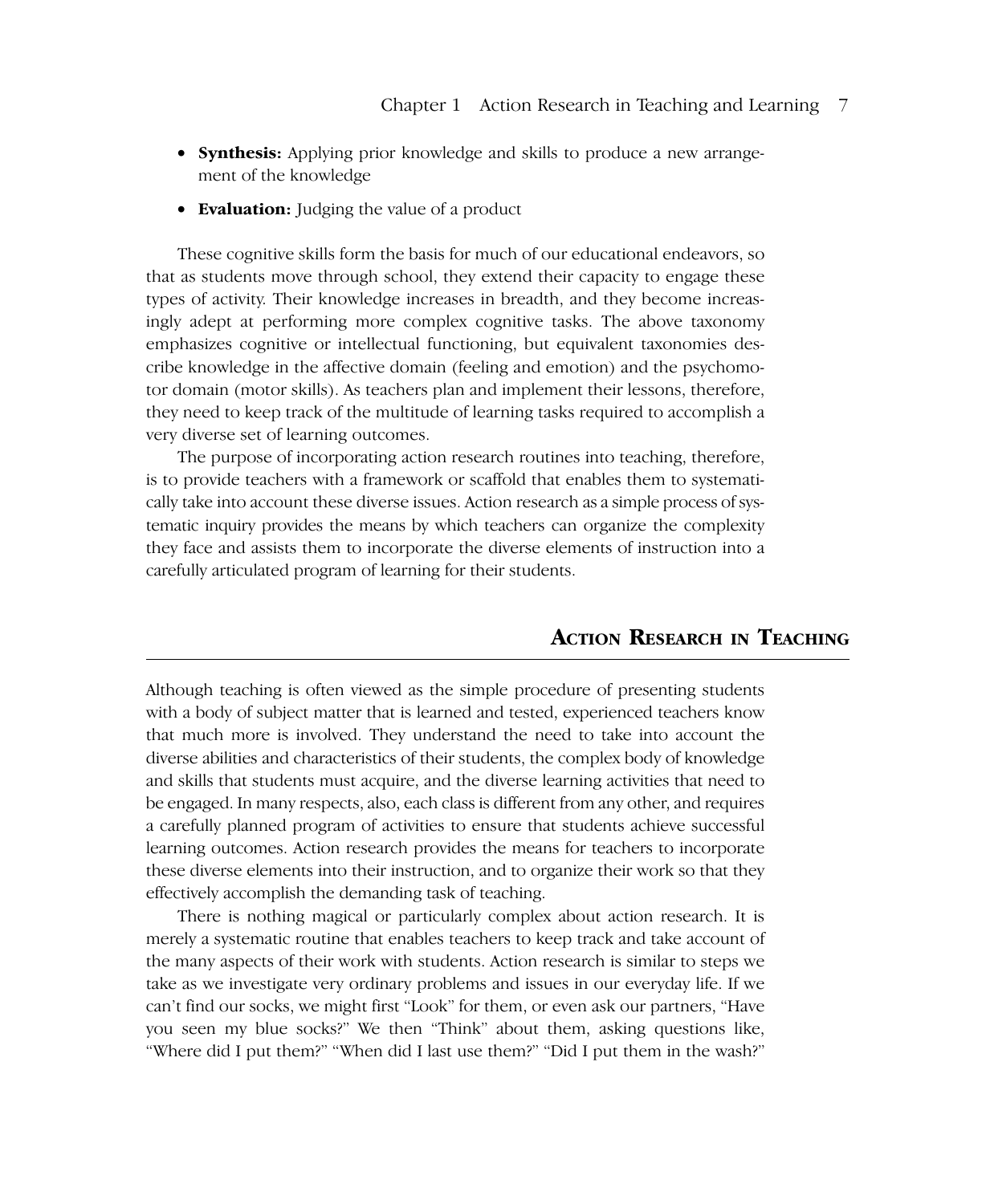- **Synthesis:** Applying prior knowledge and skills to produce a new arrangement of the knowledge
- **Evaluation:** Judging the value of a product

These cognitive skills form the basis for much of our educational endeavors, so that as students move through school, they extend their capacity to engage these types of activity. Their knowledge increases in breadth, and they become increasingly adept at performing more complex cognitive tasks. The above taxonomy emphasizes cognitive or intellectual functioning, but equivalent taxonomies describe knowledge in the affective domain (feeling and emotion) and the psychomotor domain (motor skills). As teachers plan and implement their lessons, therefore, they need to keep track of the multitude of learning tasks required to accomplish a very diverse set of learning outcomes.

The purpose of incorporating action research routines into teaching, therefore, is to provide teachers with a framework or scaffold that enables them to systematically take into account these diverse issues. Action research as a simple process of systematic inquiry provides the means by which teachers can organize the complexity they face and assists them to incorporate the diverse elements of instruction into a carefully articulated program of learning for their students.

## Action Research in Teaching

Although teaching is often viewed as the simple procedure of presenting students with a body of subject matter that is learned and tested, experienced teachers know that much more is involved. They understand the need to take into account the diverse abilities and characteristics of their students, the complex body of knowledge and skills that students must acquire, and the diverse learning activities that need to be engaged. In many respects, also, each class is different from any other, and requires a carefully planned program of activities to ensure that students achieve successful learning outcomes. Action research provides the means for teachers to incorporate these diverse elements into their instruction, and to organize their work so that they effectively accomplish the demanding task of teaching.

There is nothing magical or particularly complex about action research. It is merely a systematic routine that enables teachers to keep track and take account of the many aspects of their work with students. Action research is similar to steps we take as we investigate very ordinary problems and issues in our everyday life. If we can't find our socks, we might first "Look" for them, or even ask our partners, "Have you seen my blue socks?" We then "Think" about them, asking questions like, "Where did I put them?" "When did I last use them?" "Did I put them in the wash?"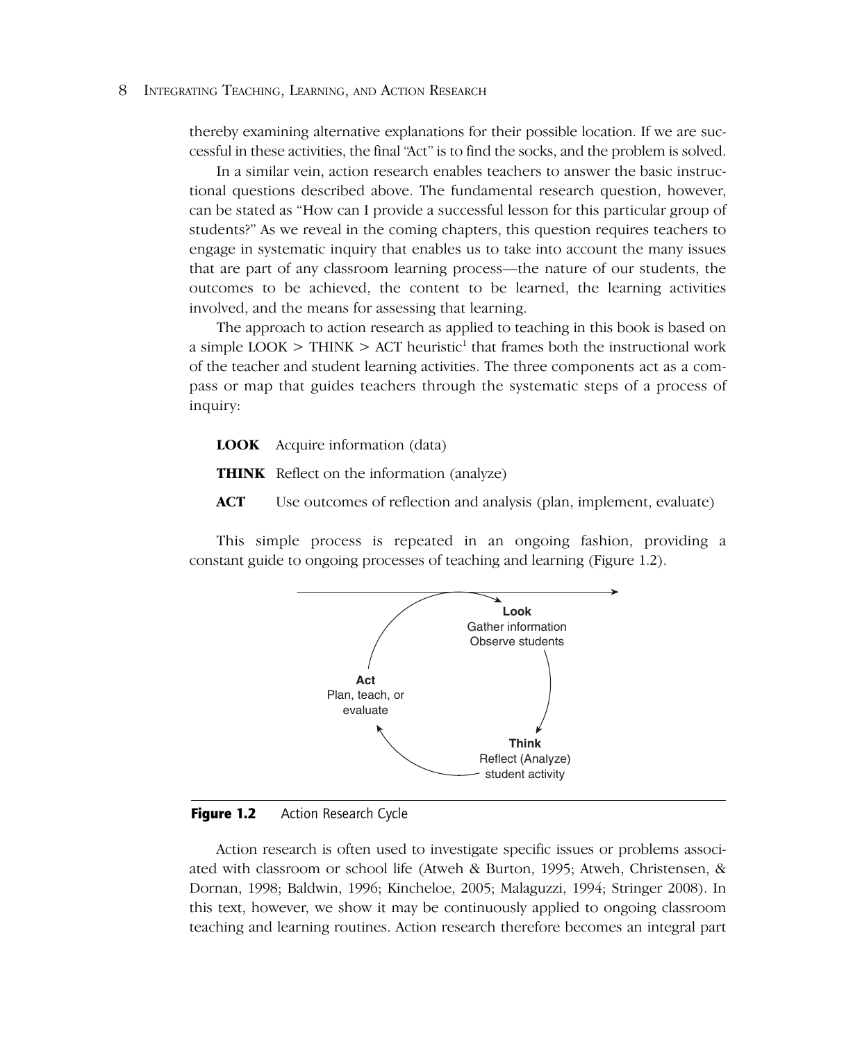thereby examining alternative explanations for their possible location. If we are successful in these activities, the final "Act" is to find the socks, and the problem is solved.

In a similar vein, action research enables teachers to answer the basic instructional questions described above. The fundamental research question, however, can be stated as "How can I provide a successful lesson for this particular group of students?" As we reveal in the coming chapters, this question requires teachers to engage in systematic inquiry that enables us to take into account the many issues that are part of any classroom learning process—the nature of our students, the outcomes to be achieved, the content to be learned, the learning activities involved, and the means for assessing that learning.

The approach to action research as applied to teaching in this book is based on a simple LOOK > THINK > ACT heuristic[1] that frames both the instructional work of the teacher and student learning activities. The three components act as a compass or map that guides teachers through the systematic steps of a process of inquiry:

**LOOK** Acquire information (data)

**THINK** Reflect on the information (analyze)

**ACT** Use outcomes of reflection and analysis (plan, implement, evaluate)

This simple process is repeated in an ongoing fashion, providing a constant guide to ongoing processes of teaching and learning (Figure 1.2).

**Look**
Gather information
Observe students

**Think**
Reflect (Analyze)
student activity

**Act**
Plan, teach, or
evaluate

**Figure 1.2** Action Research Cycle

Action research is often used to investigate specific issues or problems associated with classroom or school life (Atweh & Burton, 1995; Atweh, Christensen, & Dornan, 1998; Baldwin, 1996; Kincheloe, 2005; Malaguzzi, 1994; Stringer 2008). In this text, however, we show it may be continuously applied to ongoing classroom teaching and learning routines. Action research therefore becomes an integral part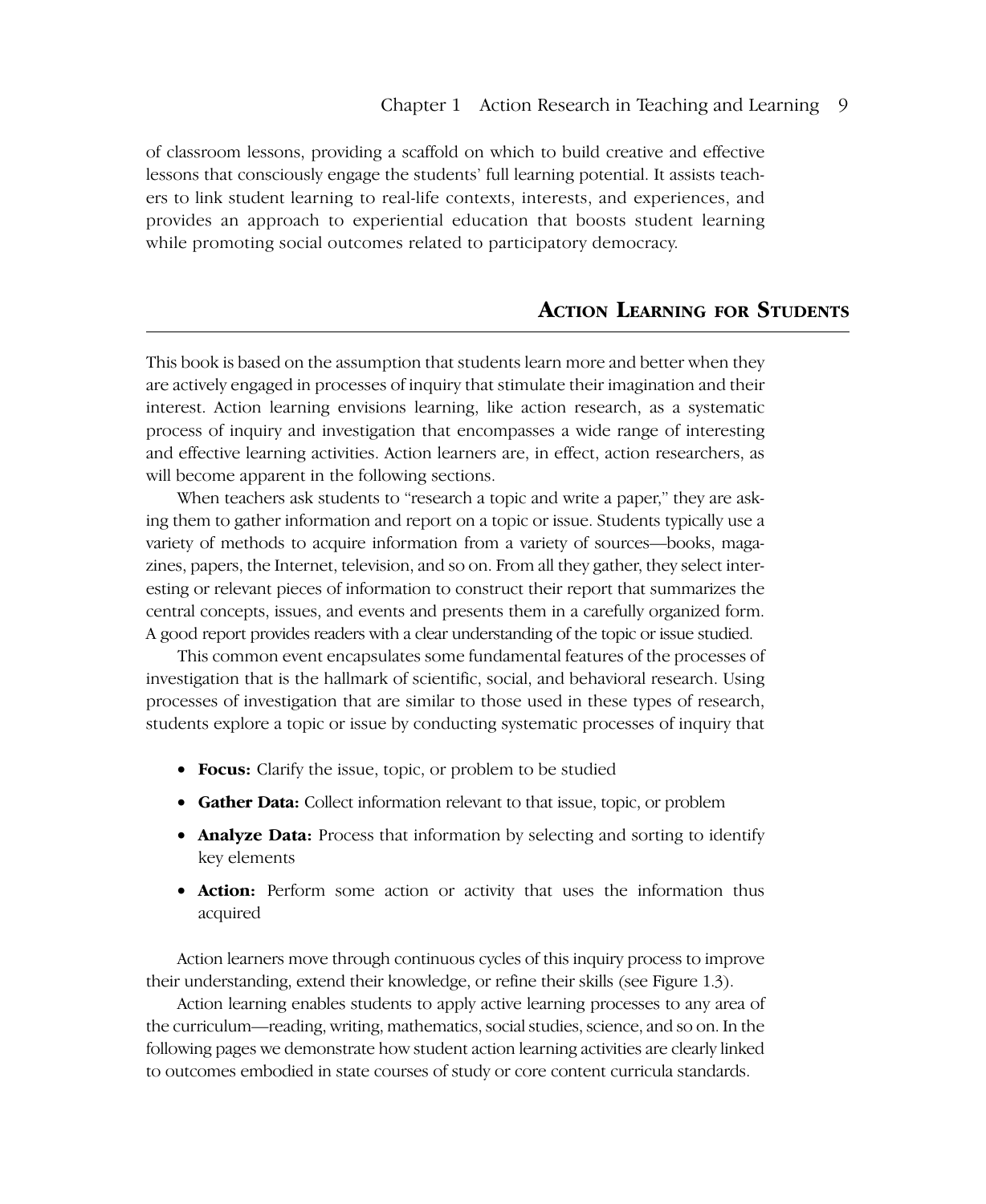of classroom lessons, providing a scaffold on which to build creative and effective lessons that consciously engage the students' full learning potential. It assists teachers to link student learning to real-life contexts, interests, and experiences, and provides an approach to experiential education that boosts student learning while promoting social outcomes related to participatory democracy.

## ACTION LEARNING FOR STUDENTS

This book is based on the assumption that students learn more and better when they are actively engaged in processes of inquiry that stimulate their imagination and their interest. Action learning envisions learning, like action research, as a systematic process of inquiry and investigation that encompasses a wide range of interesting and effective learning activities. Action learners are, in effect, action researchers, as will become apparent in the following sections.

When teachers ask students to "research a topic and write a paper," they are asking them to gather information and report on a topic or issue. Students typically use a variety of methods to acquire information from a variety of sources—books, magazines, papers, the Internet, television, and so on. From all they gather, they select interesting or relevant pieces of information to construct their report that summarizes the central concepts, issues, and events and presents them in a carefully organized form. A good report provides readers with a clear understanding of the topic or issue studied.

This common event encapsulates some fundamental features of the processes of investigation that is the hallmark of scientific, social, and behavioral research. Using processes of investigation that are similar to those used in these types of research, students explore a topic or issue by conducting systematic processes of inquiry that

- **Focus:** Clarify the issue, topic, or problem to be studied
- **Gather Data:** Collect information relevant to that issue, topic, or problem
- **Analyze Data:** Process that information by selecting and sorting to identify key elements
- **Action:** Perform some action or activity that uses the information thus acquired

Action learners move through continuous cycles of this inquiry process to improve their understanding, extend their knowledge, or refine their skills (see Figure 1.3).

Action learning enables students to apply active learning processes to any area of the curriculum—reading, writing, mathematics, social studies, science, and so on. In the following pages we demonstrate how student action learning activities are clearly linked to outcomes embodied in state courses of study or core content curricula standards.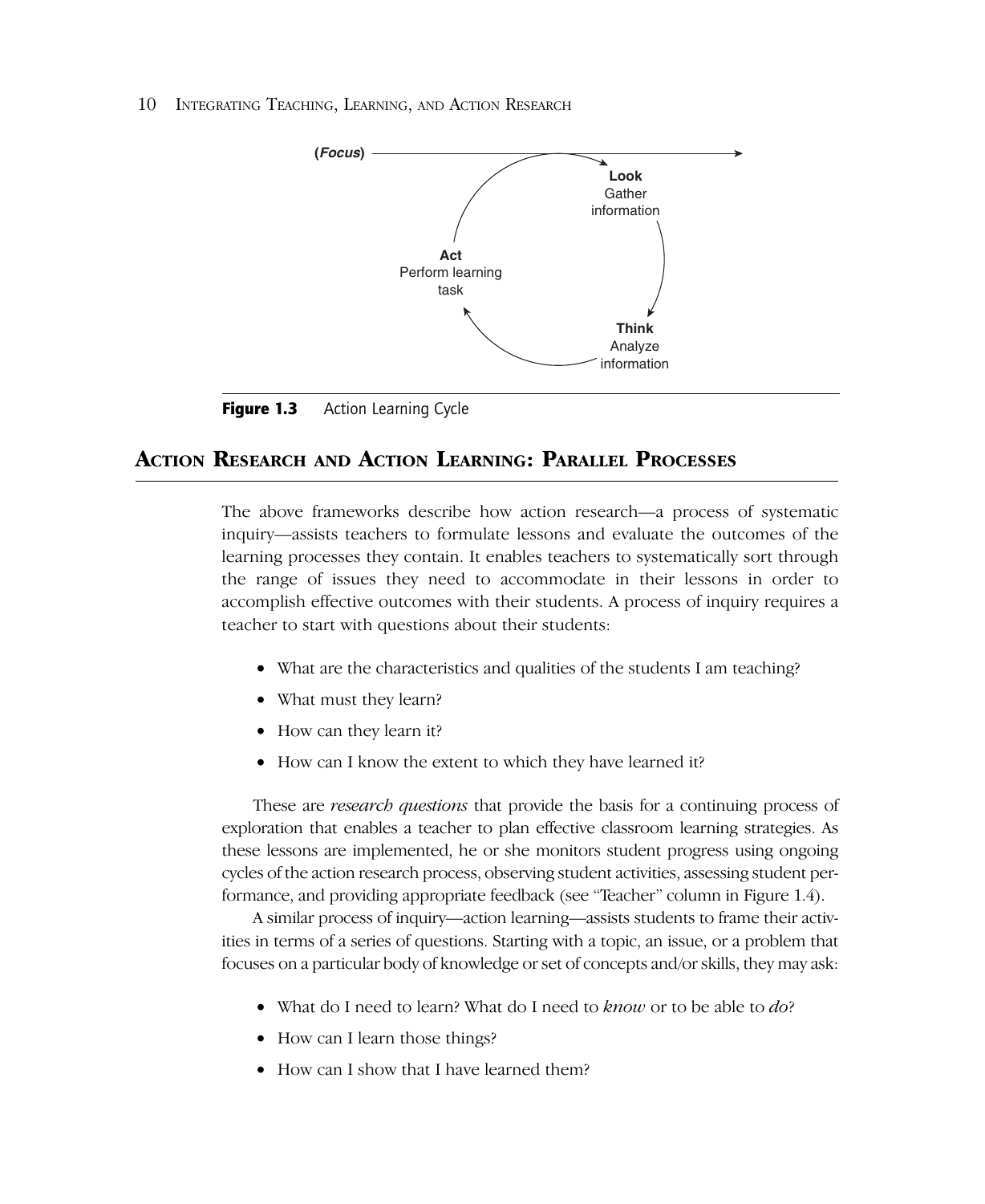(*Focus*)

**Look**
Gather information

**Think**
Analyze information

**Act**
Perform learning task

**Figure 1.3** Action Learning Cycle

## ACTION RESEARCH AND ACTION LEARNING: PARALLEL PROCESSES

The above frameworks describe how action research—a process of systematic inquiry—assists teachers to formulate lessons and evaluate the outcomes of the learning processes they contain. It enables teachers to systematically sort through the range of issues they need to accommodate in their lessons in order to accomplish effective outcomes with their students. A process of inquiry requires a teacher to start with questions about their students:

- What are the characteristics and qualities of the students I am teaching?
- What must they learn?
- How can they learn it?
- How can I know the extent to which they have learned it?

These are *research questions* that provide the basis for a continuing process of exploration that enables a teacher to plan effective classroom learning strategies. As these lessons are implemented, he or she monitors student progress using ongoing cycles of the action research process, observing student activities, assessing student performance, and providing appropriate feedback (see "Teacher" column in Figure 1.4).

A similar process of inquiry—action learning—assists students to frame their activities in terms of a series of questions. Starting with a topic, an issue, or a problem that focuses on a particular body of knowledge or set of concepts and/or skills, they may ask:

- What do I need to learn? What do I need to *know* or to be able to *do*?
- How can I learn those things?
- How can I show that I have learned them?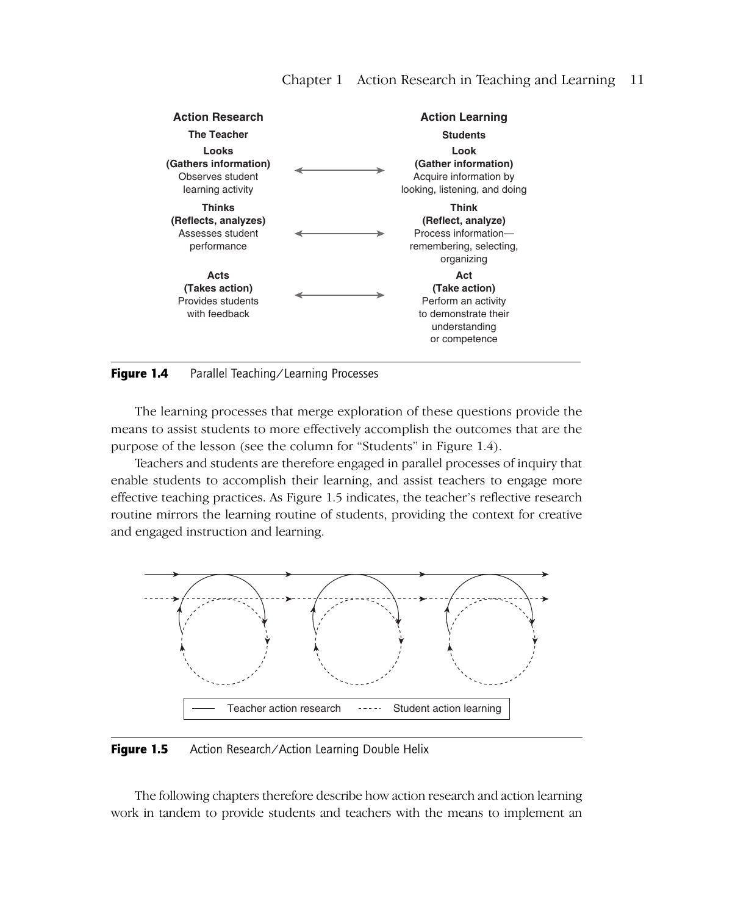| Action Research | | Action Learning |
|---|---|---|
| **The Teacher** | | **Students** |
| **Looks (Gathers information)** Observes student learning activity | ↔ | **Look (Gather information)** Acquire information by looking, listening, and doing |
| **Thinks (Reflects, analyzes)** Assesses student performance | ↔ | **Think (Reflect, analyze)** Process information—remembering, selecting, organizing |
| **Acts (Takes action)** Provides students with feedback | ↔ | **Act (Take action)** Perform an activity to demonstrate their understanding or competence |

**Figure 1.4** Parallel Teaching/Learning Processes

The learning processes that merge exploration of these questions provide the means to assist students to more effectively accomplish the outcomes that are the purpose of the lesson (see the column for "Students" in Figure 1.4).

Teachers and students are therefore engaged in parallel processes of inquiry that enable students to accomplish their learning, and assist teachers to engage more effective teaching practices. As Figure 1.5 indicates, the teacher's reflective research routine mirrors the learning routine of students, providing the context for creative and engaged instruction and learning.

—— Teacher action research - - - - Student action learning

**Figure 1.5** Action Research/Action Learning Double Helix

The following chapters therefore describe how action research and action learning work in tandem to provide students and teachers with the means to implement an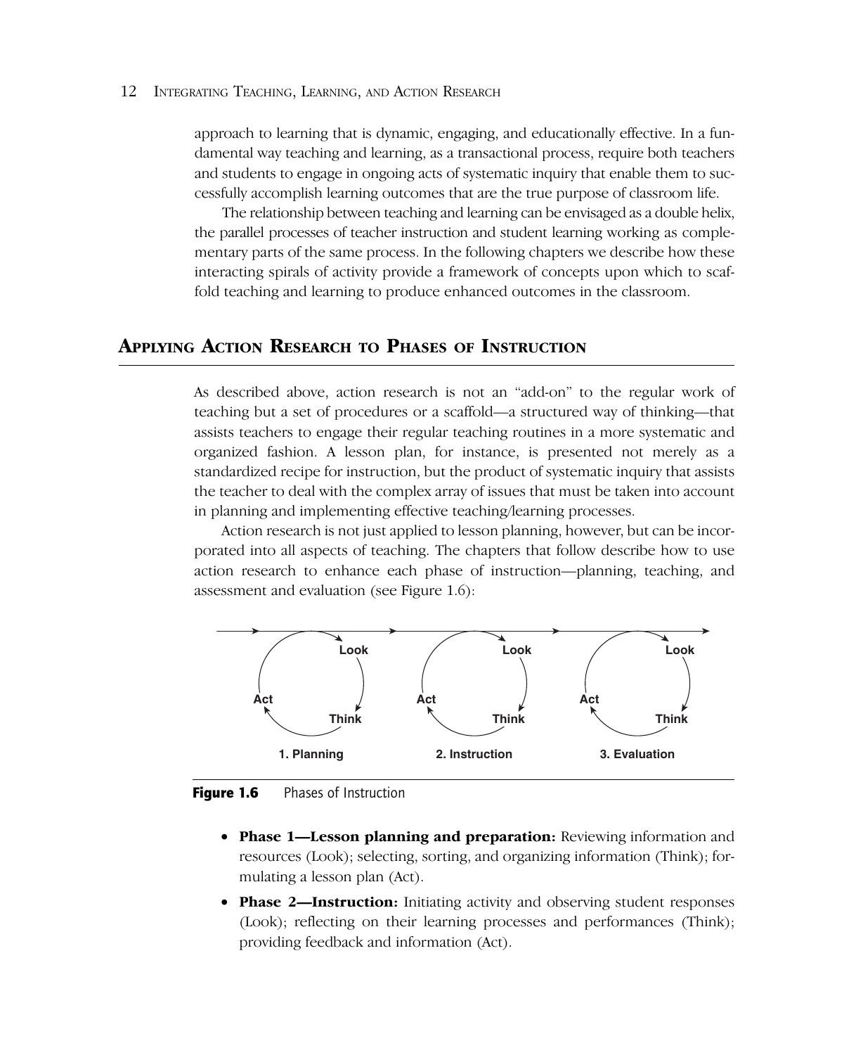approach to learning that is dynamic, engaging, and educationally effective. In a fundamental way teaching and learning, as a transactional process, require both teachers and students to engage in ongoing acts of systematic inquiry that enable them to successfully accomplish learning outcomes that are the true purpose of classroom life.

The relationship between teaching and learning can be envisaged as a double helix, the parallel processes of teacher instruction and student learning working as complementary parts of the same process. In the following chapters we describe how these interacting spirals of activity provide a framework of concepts upon which to scaffold teaching and learning to produce enhanced outcomes in the classroom.

## APPLYING ACTION RESEARCH TO PHASES OF INSTRUCTION

As described above, action research is not an "add-on" to the regular work of teaching but a set of procedures or a scaffold—a structured way of thinking—that assists teachers to engage their regular teaching routines in a more systematic and organized fashion. A lesson plan, for instance, is presented not merely as a standardized recipe for instruction, but the product of systematic inquiry that assists the teacher to deal with the complex array of issues that must be taken into account in planning and implementing effective teaching/learning processes.

Action research is not just applied to lesson planning, however, but can be incorporated into all aspects of teaching. The chapters that follow describe how to use action research to enhance each phase of instruction—planning, teaching, and assessment and evaluation (see Figure 1.6):

Look
Think
Act
1. Planning

Look
Think
Act
2. Instruction

Look
Think
Act
3. Evaluation

**Figure 1.6** Phases of Instruction

- **Phase 1—Lesson planning and preparation:** Reviewing information and resources (Look); selecting, sorting, and organizing information (Think); formulating a lesson plan (Act).
- **Phase 2—Instruction:** Initiating activity and observing student responses (Look); reflecting on their learning processes and performances (Think); providing feedback and information (Act).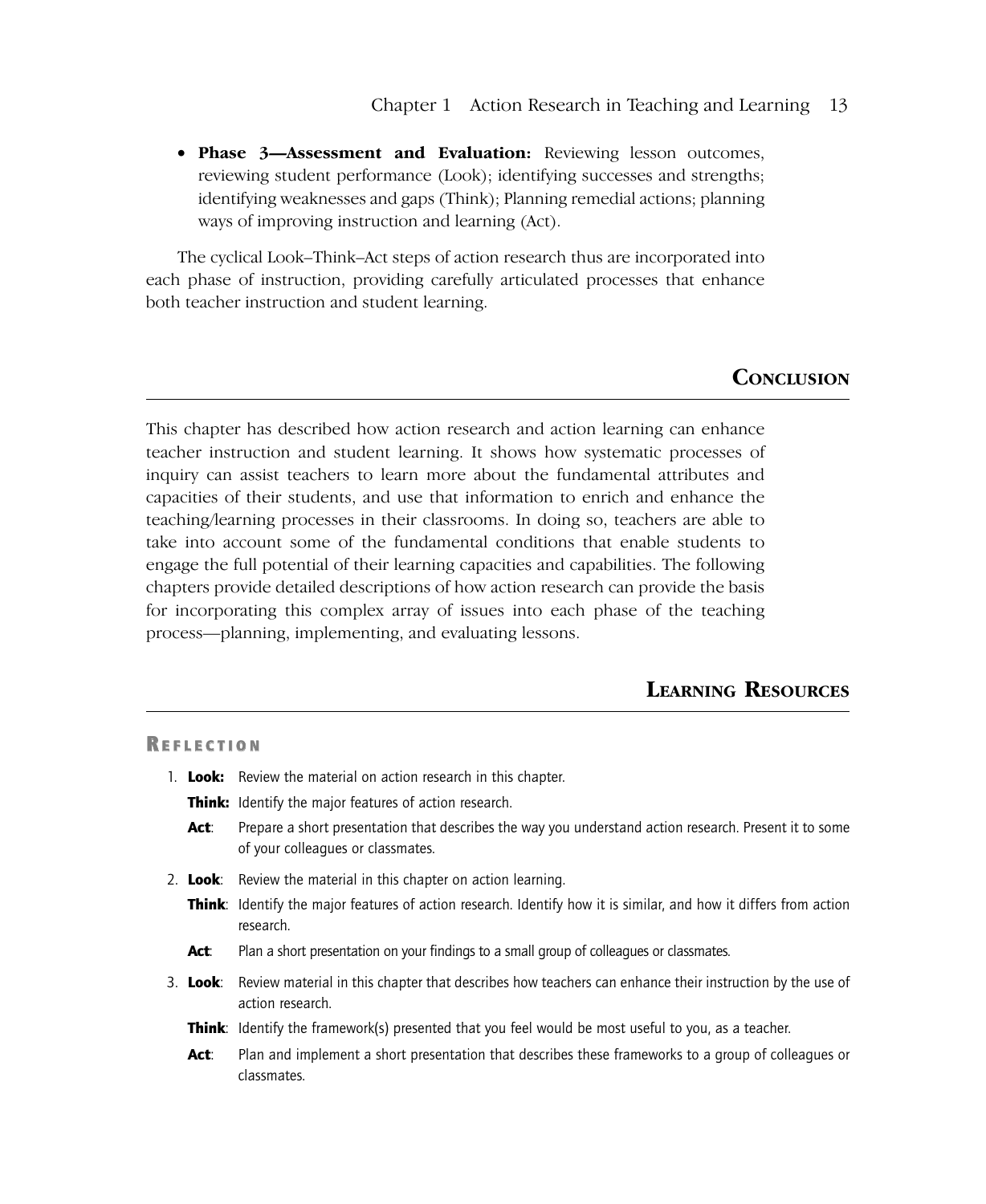- **Phase 3—Assessment and Evaluation:** Reviewing lesson outcomes, reviewing student performance (Look); identifying successes and strengths; identifying weaknesses and gaps (Think); Planning remedial actions; planning ways of improving instruction and learning (Act).

The cyclical Look–Think–Act steps of action research thus are incorporated into each phase of instruction, providing carefully articulated processes that enhance both teacher instruction and student learning.

## Conclusion

This chapter has described how action research and action learning can enhance teacher instruction and student learning. It shows how systematic processes of inquiry can assist teachers to learn more about the fundamental attributes and capacities of their students, and use that information to enrich and enhance the teaching/learning processes in their classrooms. In doing so, teachers are able to take into account some of the fundamental conditions that enable students to engage the full potential of their learning capacities and capabilities. The following chapters provide detailed descriptions of how action research can provide the basis for incorporating this complex array of issues into each phase of the teaching process—planning, implementing, and evaluating lessons.

## Learning Resources

### Reflection

1. **Look:** Review the material on action research in this chapter.

   **Think:** Identify the major features of action research.

   **Act**: Prepare a short presentation that describes the way you understand action research. Present it to some of your colleagues or classmates.

2. **Look**: Review the material in this chapter on action learning.

   **Think**: Identify the major features of action research. Identify how it is similar, and how it differs from action research.

   **Act**: Plan a short presentation on your findings to a small group of colleagues or classmates.

3. **Look**: Review material in this chapter that describes how teachers can enhance their instruction by the use of action research.

   **Think**: Identify the framework(s) presented that you feel would be most useful to you, as a teacher.

   **Act**: Plan and implement a short presentation that describes these frameworks to a group of colleagues or classmates.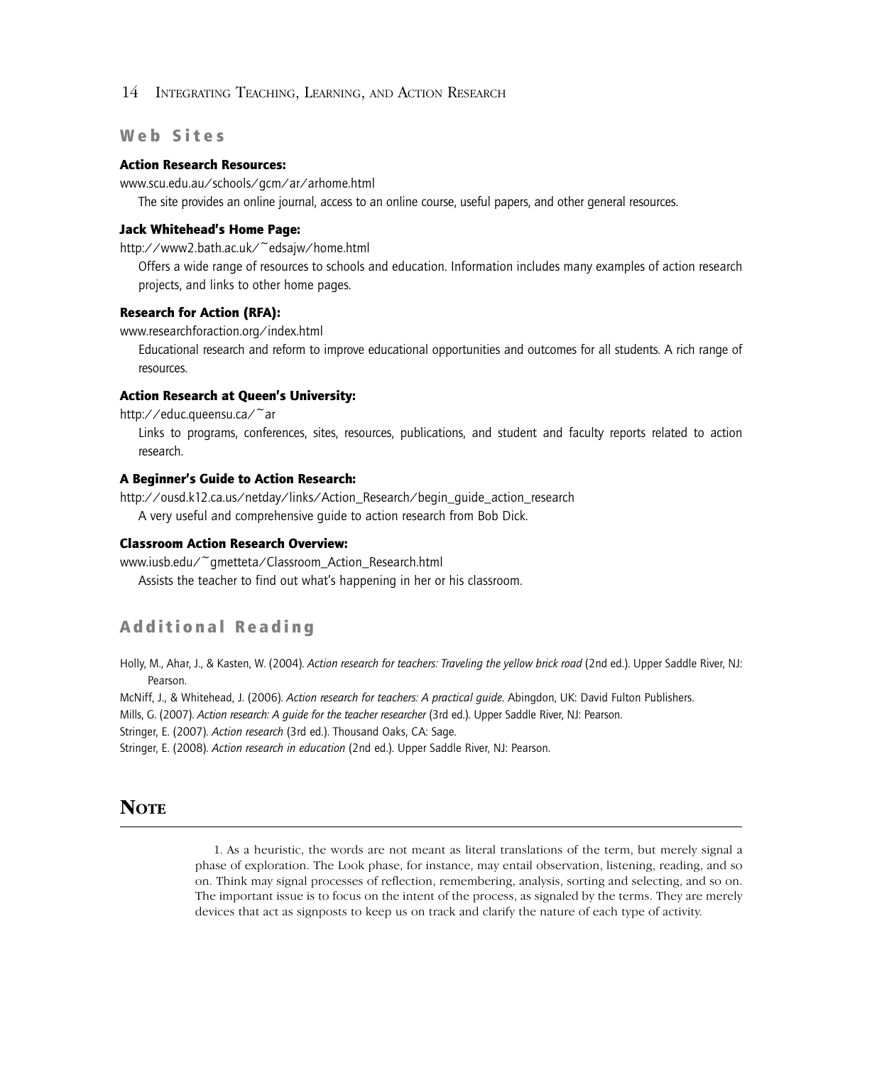## Web Sites

**Action Research Resources:**

www.scu.edu.au/schools/gcm/ar/arhome.html

The site provides an online journal, access to an online course, useful papers, and other general resources.

**Jack Whitehead's Home Page:**

http://www2.bath.ac.uk/~edsajw/home.html

Offers a wide range of resources to schools and education. Information includes many examples of action research projects, and links to other home pages.

**Research for Action (RFA):**

www.researchforaction.org/index.html

Educational research and reform to improve educational opportunities and outcomes for all students. A rich range of resources.

**Action Research at Queen's University:**

http://educ.queensu.ca/~ar

Links to programs, conferences, sites, resources, publications, and student and faculty reports related to action research.

**A Beginner's Guide to Action Research:**

http://ousd.k12.ca.us/netday/links/Action_Research/begin_guide_action_research

A very useful and comprehensive guide to action research from Bob Dick.

**Classroom Action Research Overview:**

www.iusb.edu/~gmetteta/Classroom_Action_Research.html

Assists the teacher to find out what's happening in her or his classroom.

## Additional Reading

Holly, M., Ahar, J., & Kasten, W. (2004). *Action research for teachers: Traveling the yellow brick road* (2nd ed.). Upper Saddle River, NJ: Pearson.

McNiff, J., & Whitehead, J. (2006). *Action research for teachers: A practical guide.* Abingdon, UK: David Fulton Publishers.

Mills, G. (2007). *Action research: A guide for the teacher researcher* (3rd ed.). Upper Saddle River, NJ: Pearson.

Stringer, E. (2007). *Action research* (3rd ed.). Thousand Oaks, CA: Sage.

Stringer, E. (2008). *Action research in education* (2nd ed.). Upper Saddle River, NJ: Pearson.

# Note

1. As a heuristic, the words are not meant as literal translations of the term, but merely signal a phase of exploration. The Look phase, for instance, may entail observation, listening, reading, and so on. Think may signal processes of reflection, remembering, analysis, sorting and selecting, and so on. The important issue is to focus on the intent of the process, as signaled by the terms. They are merely devices that act as signposts to keep us on track and clarify the nature of each type of activity.